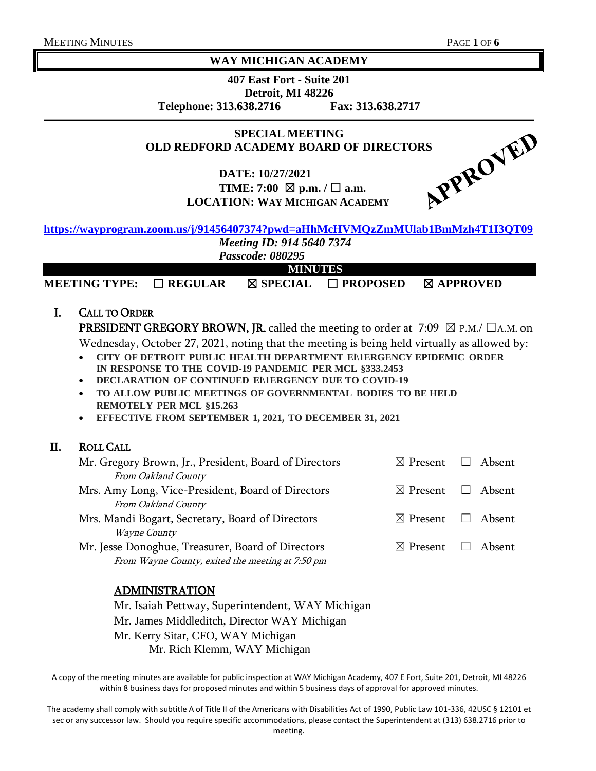# WAY MICHIGAN ACADEMY

**407 East Fort - Suite 201**
**Detroit, MI 48226**
**Telephone: 313.638.2716 Fax: 313.638.2717**

## SPECIAL MEETING
## OLD REDFORD ACADEMY BOARD OF DIRECTORS

APPROVED

**DATE: 10/27/2021**
**TIME: 7:00 ☒ p.m. / ☐ a.m.**
**LOCATION: WAY MICHIGAN ACADEMY**

**https://wayprogram.zoom.us/j/91456407374?pwd=aHhMcHVMQzZmMUlab1BmMzh4T1I3QT09**

*Meeting ID: 914 5640 7374*
*Passcode: 080295*

**MINUTES**

**MEETING TYPE: ☐ REGULAR ☒ SPECIAL ☐ PROPOSED ☒ APPROVED**

## I. CALL TO ORDER

**PRESIDENT GREGORY BROWN, JR.** called the meeting to order at 7:09 ☒ P.M./ ☐A.M. on Wednesday, October 27, 2021, noting that the meeting is being held virtually as allowed by:

- **CITY OF DETROIT PUBLIC HEALTH DEPARTMENT EI\1ERGENCY EPIDEMIC ORDER IN RESPONSE TO THE COVID-19 PANDEMIC PER MCL §333.2453**
- **DECLARATION OF CONTINUED EI\1ERGENCY DUE TO COVID-19**
- **TO ALLOW PUBLIC MEETINGS OF GOVERNMENTAL BODIES TO BE HELD REMOTELY PER MCL §15.263**
- **EFFECTIVE FROM SEPTEMBER 1, 2021, TO DECEMBER 31, 2021**

## II. ROLL CALL

| | | |
|---|---|---|
| Mr. Gregory Brown, Jr., President, Board of Directors<br>*From Oakland County* | ☒ Present | ☐ Absent |
| Mrs. Amy Long, Vice-President, Board of Directors<br>*From Oakland County* | ☒ Present | ☐ Absent |
| Mrs. Mandi Bogart, Secretary, Board of Directors<br>*Wayne County* | ☒ Present | ☐ Absent |
| Mr. Jesse Donoghue, Treasurer, Board of Directors<br>*From Wayne County, exited the meeting at 7:50 pm* | ☒ Present | ☐ Absent |

### ADMINISTRATION

Mr. Isaiah Pettway, Superintendent, WAY Michigan
Mr. James Middleditch, Director WAY Michigan
Mr. Kerry Sitar, CFO, WAY Michigan
Mr. Rich Klemm, WAY Michigan

A copy of the meeting minutes are available for public inspection at WAY Michigan Academy, 407 E Fort, Suite 201, Detroit, MI 48226 within 8 business days for proposed minutes and within 5 business days of approval for approved minutes.

The academy shall comply with subtitle A of Title II of the Americans with Disabilities Act of 1990, Public Law 101-336, 42USC § 12101 et sec or any successor law. Should you require specific accommodations, please contact the Superintendent at (313) 638.2716 prior to meeting.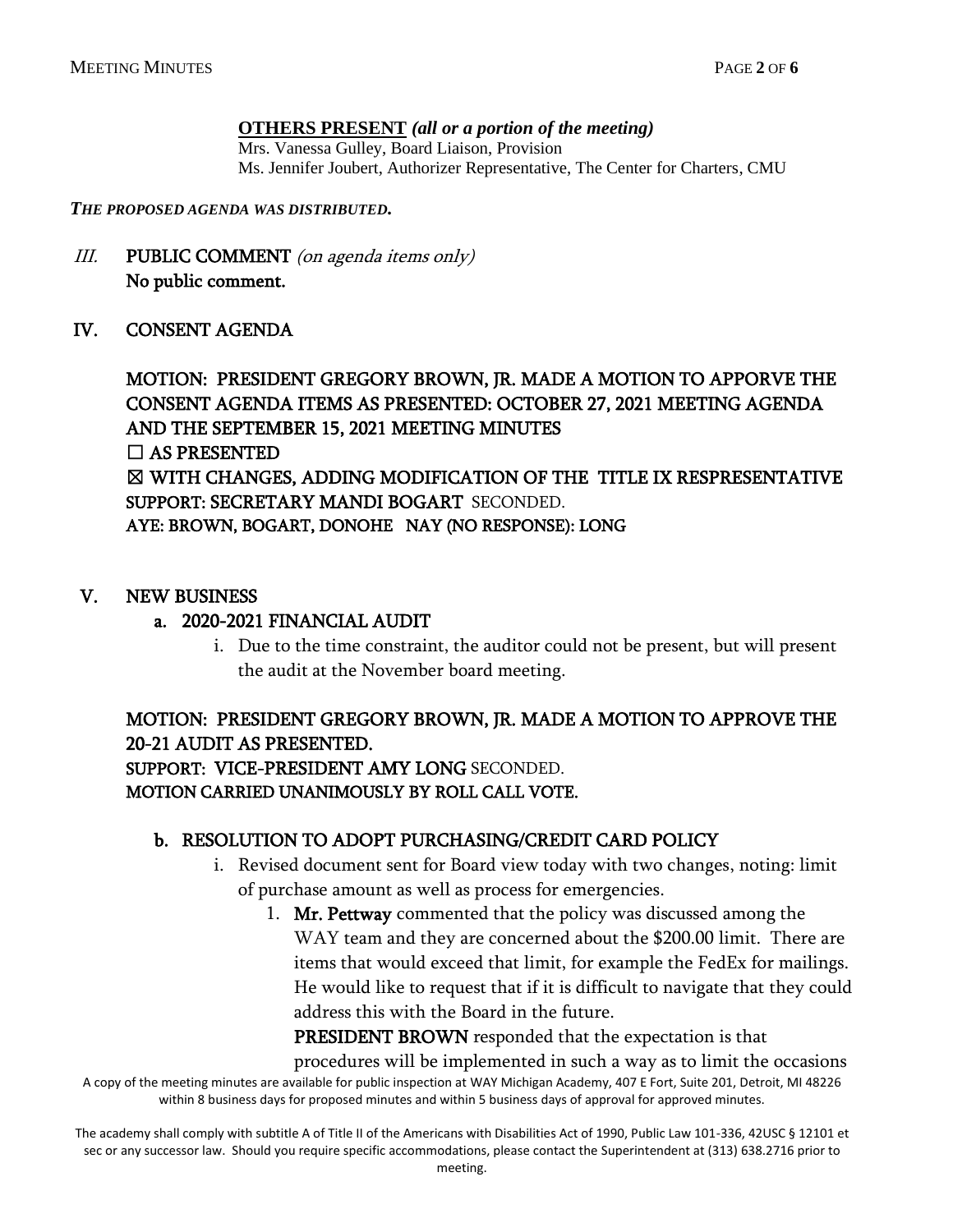**OTHERS PRESENT** ***(all or a portion of the meeting)***

Mrs. Vanessa Gulley, Board Liaison, Provision
Ms. Jennifer Joubert, Authorizer Representative, The Center for Charters, CMU

***THE PROPOSED AGENDA WAS DISTRIBUTED.***

## III. PUBLIC COMMENT *(on agenda items only)*

**No public comment.**

## IV. CONSENT AGENDA

**MOTION: PRESIDENT GREGORY BROWN, JR. MADE A MOTION TO APPORVE THE CONSENT AGENDA ITEMS AS PRESENTED: OCTOBER 27, 2021 MEETING AGENDA AND THE SEPTEMBER 15, 2021 MEETING MINUTES**

☐ AS PRESENTED

☒ WITH CHANGES, ADDING MODIFICATION OF THE TITLE IX RESPRESENTATIVE

**SUPPORT: SECRETARY MANDI BOGART** SECONDED.

**AYE: BROWN, BOGART, DONOHE NAY (NO RESPONSE): LONG**

## V. NEW BUSINESS

### a. 2020-2021 FINANCIAL AUDIT

i. Due to the time constraint, the auditor could not be present, but will present the audit at the November board meeting.

**MOTION: PRESIDENT GREGORY BROWN, JR. MADE A MOTION TO APPROVE THE 20-21 AUDIT AS PRESENTED.**

**SUPPORT: VICE-PRESIDENT AMY LONG** SECONDED.

**MOTION CARRIED UNANIMOUSLY BY ROLL CALL VOTE.**

### b. RESOLUTION TO ADOPT PURCHASING/CREDIT CARD POLICY

i. Revised document sent for Board view today with two changes, noting: limit of purchase amount as well as process for emergencies.

1. **Mr. Pettway** commented that the policy was discussed among the WAY team and they are concerned about the $200.00 limit. There are items that would exceed that limit, for example the FedEx for mailings. He would like to request that if it is difficult to navigate that they could address this with the Board in the future.

   **PRESIDENT BROWN** responded that the expectation is that procedures will be implemented in such a way as to limit the occasions

A copy of the meeting minutes are available for public inspection at WAY Michigan Academy, 407 E Fort, Suite 201, Detroit, MI 48226 within 8 business days for proposed minutes and within 5 business days of approval for approved minutes.

The academy shall comply with subtitle A of Title II of the Americans with Disabilities Act of 1990, Public Law 101-336, 42USC § 12101 et sec or any successor law. Should you require specific accommodations, please contact the Superintendent at (313) 638.2716 prior to meeting.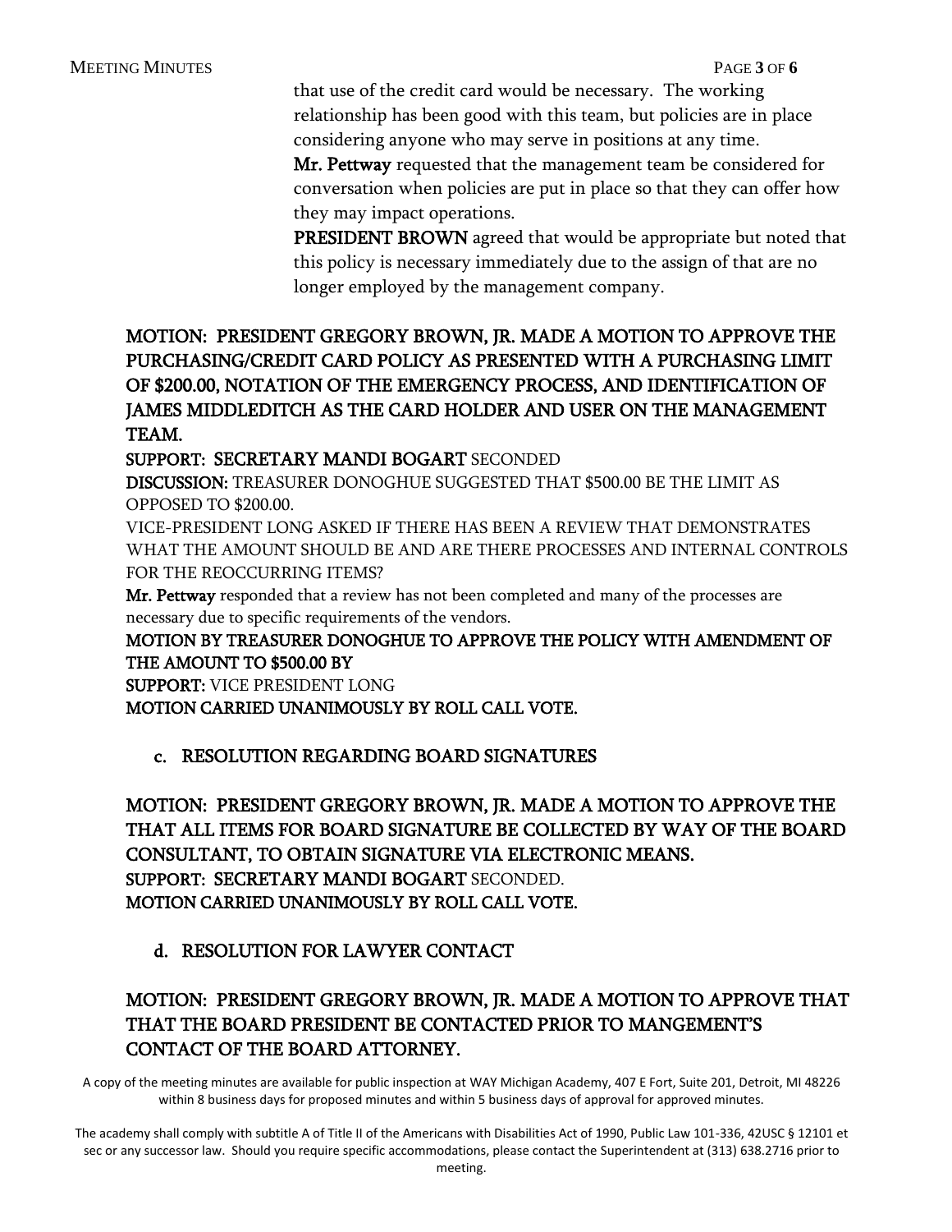that use of the credit card would be necessary. The working relationship has been good with this team, but policies are in place considering anyone who may serve in positions at any time.

**Mr. Pettway** requested that the management team be considered for conversation when policies are put in place so that they can offer how they may impact operations.

**PRESIDENT BROWN** agreed that would be appropriate but noted that this policy is necessary immediately due to the assign of that are no longer employed by the management company.

**MOTION: PRESIDENT GREGORY BROWN, JR. MADE A MOTION TO APPROVE THE PURCHASING/CREDIT CARD POLICY AS PRESENTED WITH A PURCHASING LIMIT OF $200.00, NOTATION OF THE EMERGENCY PROCESS, AND IDENTIFICATION OF JAMES MIDDLEDITCH AS THE CARD HOLDER AND USER ON THE MANAGEMENT TEAM.**

**SUPPORT: SECRETARY MANDI BOGART** SECONDED

**DISCUSSION:** TREASURER DONOGHUE SUGGESTED THAT $500.00 BE THE LIMIT AS OPPOSED TO $200.00.

VICE-PRESIDENT LONG ASKED IF THERE HAS BEEN A REVIEW THAT DEMONSTRATES WHAT THE AMOUNT SHOULD BE AND ARE THERE PROCESSES AND INTERNAL CONTROLS FOR THE REOCCURRING ITEMS?

**Mr. Pettway** responded that a review has not been completed and many of the processes are necessary due to specific requirements of the vendors.

**MOTION BY TREASURER DONOGHUE TO APPROVE THE POLICY WITH AMENDMENT OF THE AMOUNT TO $500.00 BY**

**SUPPORT:** VICE PRESIDENT LONG

**MOTION CARRIED UNANIMOUSLY BY ROLL CALL VOTE.**

c. **RESOLUTION REGARDING BOARD SIGNATURES**

**MOTION: PRESIDENT GREGORY BROWN, JR. MADE A MOTION TO APPROVE THE THAT ALL ITEMS FOR BOARD SIGNATURE BE COLLECTED BY WAY OF THE BOARD CONSULTANT, TO OBTAIN SIGNATURE VIA ELECTRONIC MEANS.**

**SUPPORT: SECRETARY MANDI BOGART** SECONDED.

**MOTION CARRIED UNANIMOUSLY BY ROLL CALL VOTE.**

d. **RESOLUTION FOR LAWYER CONTACT**

**MOTION: PRESIDENT GREGORY BROWN, JR. MADE A MOTION TO APPROVE THAT THAT THE BOARD PRESIDENT BE CONTACTED PRIOR TO MANGEMENT'S CONTACT OF THE BOARD ATTORNEY.**

A copy of the meeting minutes are available for public inspection at WAY Michigan Academy, 407 E Fort, Suite 201, Detroit, MI 48226 within 8 business days for proposed minutes and within 5 business days of approval for approved minutes.

The academy shall comply with subtitle A of Title II of the Americans with Disabilities Act of 1990, Public Law 101-336, 42USC § 12101 et sec or any successor law. Should you require specific accommodations, please contact the Superintendent at (313) 638.2716 prior to meeting.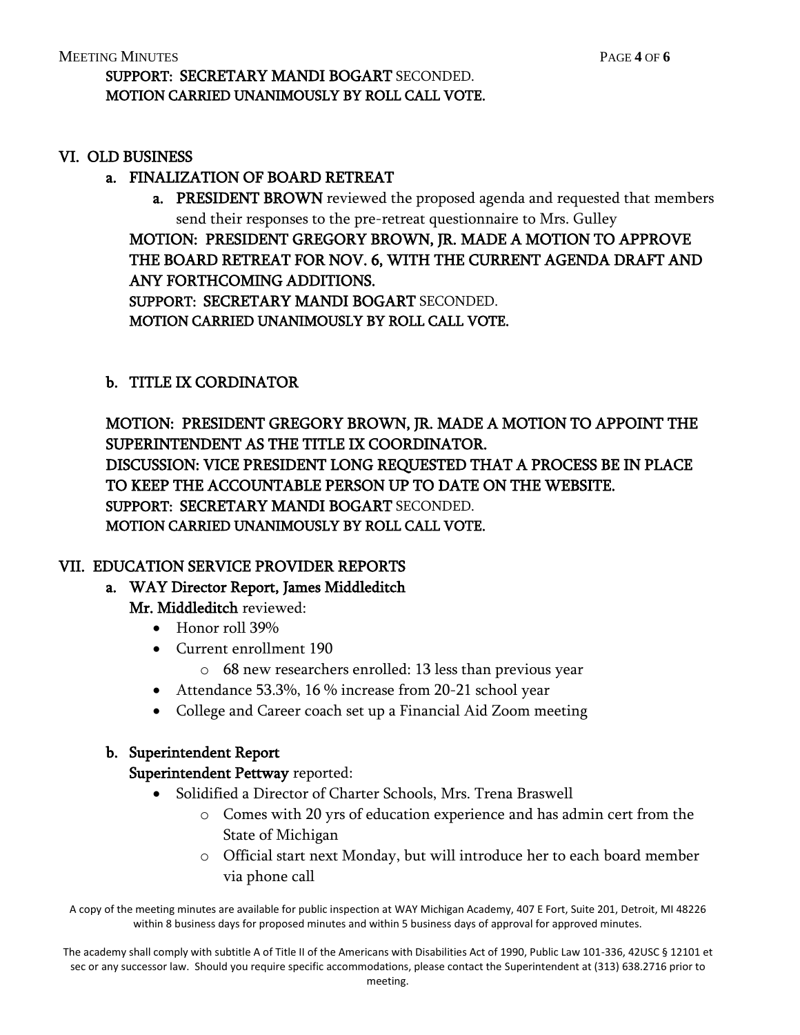**SUPPORT: SECRETARY MANDI BOGART** SECONDED.
**MOTION CARRIED UNANIMOUSLY BY ROLL CALL VOTE.**

## VI. OLD BUSINESS

### a. FINALIZATION OF BOARD RETREAT

a. **PRESIDENT BROWN** reviewed the proposed agenda and requested that members send their responses to the pre-retreat questionnaire to Mrs. Gulley

**MOTION: PRESIDENT GREGORY BROWN, JR. MADE A MOTION TO APPROVE THE BOARD RETREAT FOR NOV. 6, WITH THE CURRENT AGENDA DRAFT AND ANY FORTHCOMING ADDITIONS.**
**SUPPORT: SECRETARY MANDI BOGART** SECONDED.
**MOTION CARRIED UNANIMOUSLY BY ROLL CALL VOTE.**

### b. TITLE IX CORDINATOR

**MOTION: PRESIDENT GREGORY BROWN, JR. MADE A MOTION TO APPOINT THE SUPERINTENDENT AS THE TITLE IX COORDINATOR.**
**DISCUSSION: VICE PRESIDENT LONG REQUESTED THAT A PROCESS BE IN PLACE TO KEEP THE ACCOUNTABLE PERSON UP TO DATE ON THE WEBSITE.**
**SUPPORT: SECRETARY MANDI BOGART** SECONDED.
**MOTION CARRIED UNANIMOUSLY BY ROLL CALL VOTE.**

## VII. EDUCATION SERVICE PROVIDER REPORTS

### a. WAY Director Report, James Middleditch

**Mr. Middleditch** reviewed:

- Honor roll 39%
- Current enrollment 190
  - 68 new researchers enrolled: 13 less than previous year
- Attendance 53.3%, 16 % increase from 20-21 school year
- College and Career coach set up a Financial Aid Zoom meeting

### b. Superintendent Report

**Superintendent Pettway** reported:

- Solidified a Director of Charter Schools, Mrs. Trena Braswell
  - Comes with 20 yrs of education experience and has admin cert from the State of Michigan
  - Official start next Monday, but will introduce her to each board member via phone call

A copy of the meeting minutes are available for public inspection at WAY Michigan Academy, 407 E Fort, Suite 201, Detroit, MI 48226 within 8 business days for proposed minutes and within 5 business days of approval for approved minutes.

The academy shall comply with subtitle A of Title II of the Americans with Disabilities Act of 1990, Public Law 101-336, 42USC § 12101 et sec or any successor law. Should you require specific accommodations, please contact the Superintendent at (313) 638.2716 prior to meeting.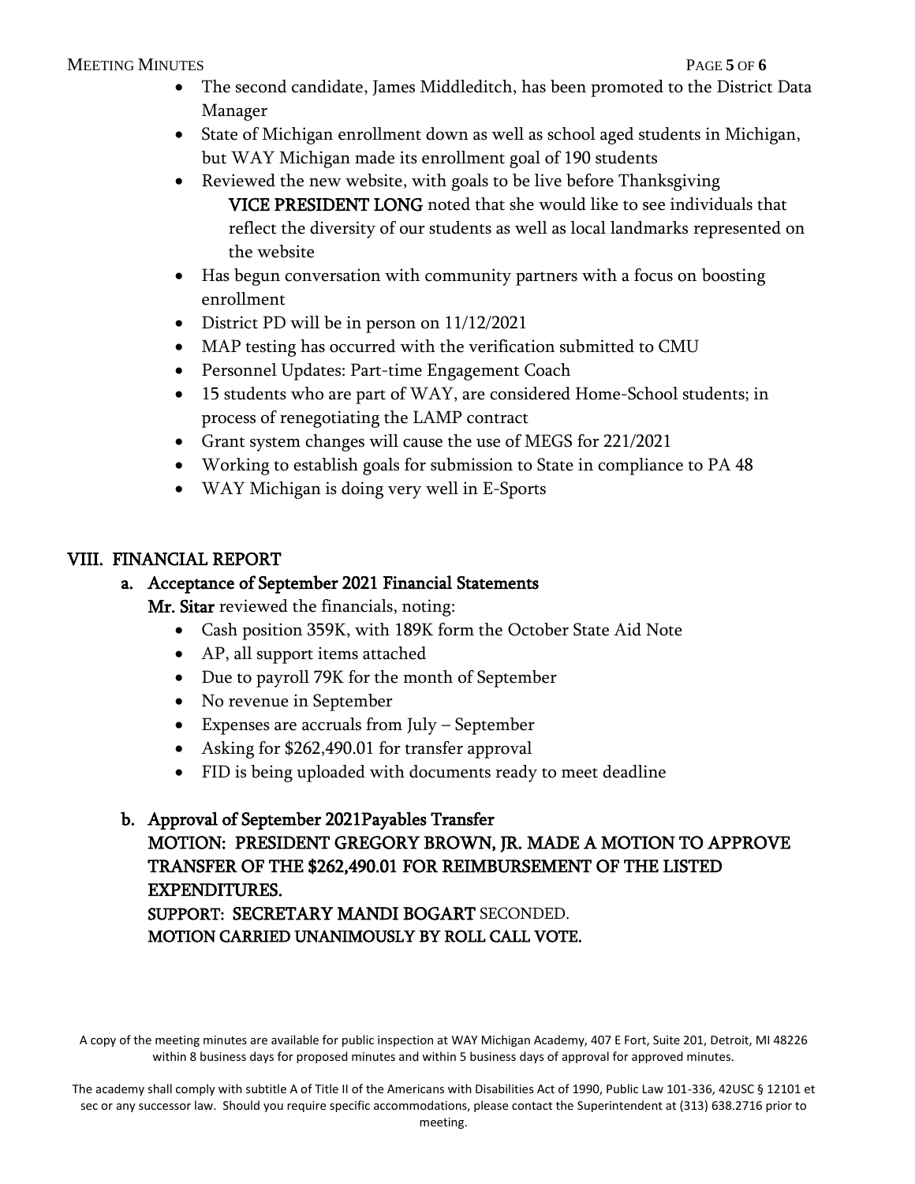- The second candidate, James Middleditch, has been promoted to the District Data Manager
- State of Michigan enrollment down as well as school aged students in Michigan, but WAY Michigan made its enrollment goal of 190 students
- Reviewed the new website, with goals to be live before Thanksgiving
  **VICE PRESIDENT LONG** noted that she would like to see individuals that reflect the diversity of our students as well as local landmarks represented on the website
- Has begun conversation with community partners with a focus on boosting enrollment
- District PD will be in person on 11/12/2021
- MAP testing has occurred with the verification submitted to CMU
- Personnel Updates: Part-time Engagement Coach
- 15 students who are part of WAY, are considered Home-School students; in process of renegotiating the LAMP contract
- Grant system changes will cause the use of MEGS for 221/2021
- Working to establish goals for submission to State in compliance to PA 48
- WAY Michigan is doing very well in E-Sports

## VIII. FINANCIAL REPORT

### a. Acceptance of September 2021 Financial Statements

**Mr. Sitar** reviewed the financials, noting:

- Cash position 359K, with 189K form the October State Aid Note
- AP, all support items attached
- Due to payroll 79K for the month of September
- No revenue in September
- Expenses are accruals from July – September
- Asking for $262,490.01 for transfer approval
- FID is being uploaded with documents ready to meet deadline

### b. Approval of September 2021Payables Transfer

**MOTION: PRESIDENT GREGORY BROWN, JR. MADE A MOTION TO APPROVE TRANSFER OF THE $262,490.01 FOR REIMBURSEMENT OF THE LISTED EXPENDITURES.**

**SUPPORT: SECRETARY MANDI BOGART** SECONDED.

**MOTION CARRIED UNANIMOUSLY BY ROLL CALL VOTE.**

A copy of the meeting minutes are available for public inspection at WAY Michigan Academy, 407 E Fort, Suite 201, Detroit, MI 48226 within 8 business days for proposed minutes and within 5 business days of approval for approved minutes.

The academy shall comply with subtitle A of Title II of the Americans with Disabilities Act of 1990, Public Law 101-336, 42USC § 12101 et sec or any successor law. Should you require specific accommodations, please contact the Superintendent at (313) 638.2716 prior to meeting.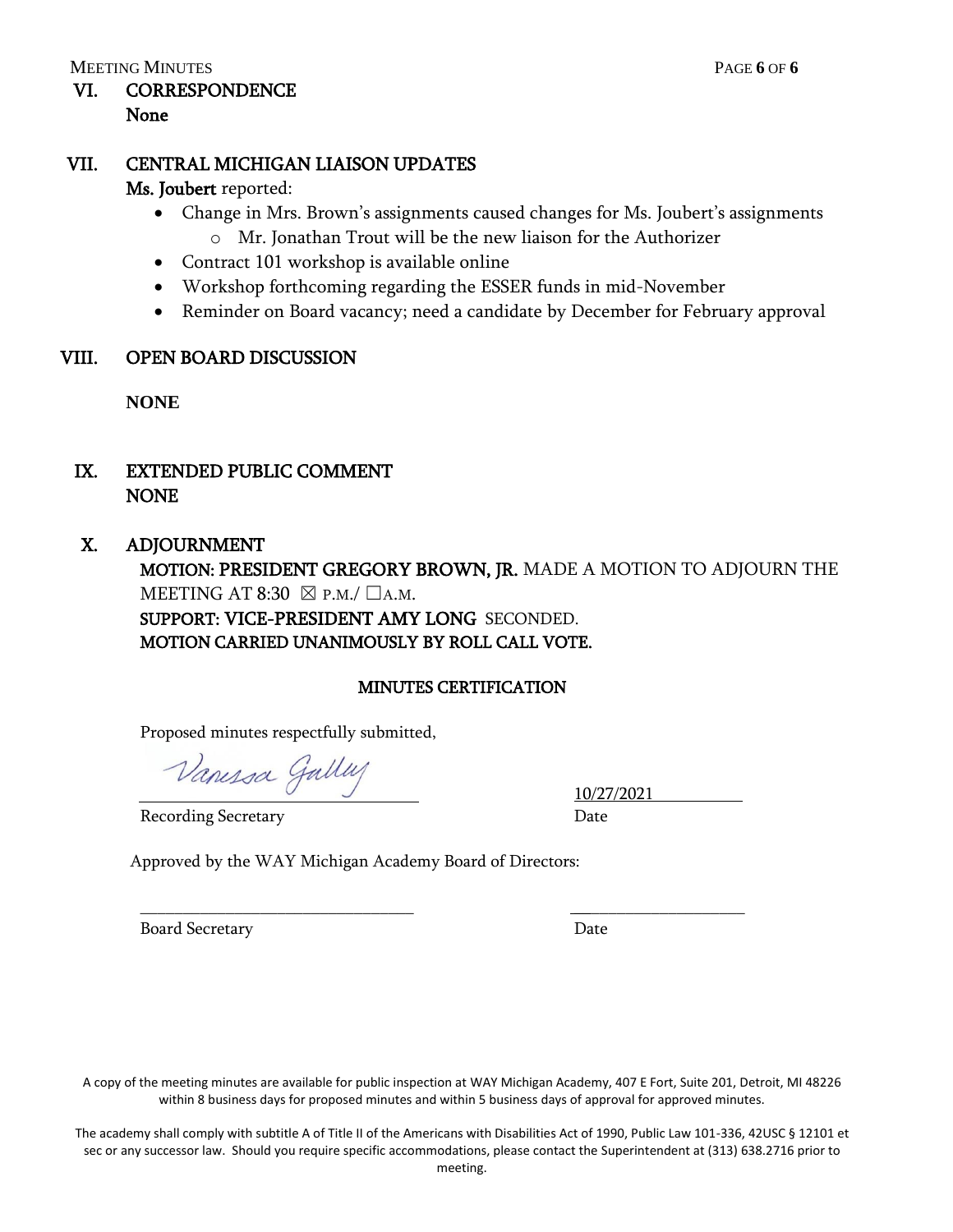## VI. CORRESPONDENCE

None

## VII. CENTRAL MICHIGAN LIAISON UPDATES

**Ms. Joubert** reported:

- Change in Mrs. Brown's assignments caused changes for Ms. Joubert's assignments
  - Mr. Jonathan Trout will be the new liaison for the Authorizer
- Contract 101 workshop is available online
- Workshop forthcoming regarding the ESSER funds in mid-November
- Reminder on Board vacancy; need a candidate by December for February approval

## VIII. OPEN BOARD DISCUSSION

**NONE**

## IX. EXTENDED PUBLIC COMMENT

NONE

## X. ADJOURNMENT

**MOTION: PRESIDENT GREGORY BROWN, JR.** MADE A MOTION TO ADJOURN THE MEETING AT **8:30** ☒ P.M./ ☐A.M.

**SUPPORT: VICE-PRESIDENT AMY LONG** SECONDED.

**MOTION CARRIED UNANIMOUSLY BY ROLL CALL VOTE.**

### MINUTES CERTIFICATION

Proposed minutes respectfully submitted,

Vanessa Galley

Recording Secretary — Date: 10/27/2021

Approved by the WAY Michigan Academy Board of Directors:

\_\_\_\_\_\_\_\_\_\_\_\_\_\_\_\_\_\_\_\_\_\_\_\_\_\_\_\_ \_\_\_\_\_\_\_\_\_\_\_\_\_\_\_\_\_\_

Board Secretary — Date

A copy of the meeting minutes are available for public inspection at WAY Michigan Academy, 407 E Fort, Suite 201, Detroit, MI 48226 within 8 business days for proposed minutes and within 5 business days of approval for approved minutes.

The academy shall comply with subtitle A of Title II of the Americans with Disabilities Act of 1990, Public Law 101-336, 42USC § 12101 et sec or any successor law. Should you require specific accommodations, please contact the Superintendent at (313) 638.2716 prior to meeting.